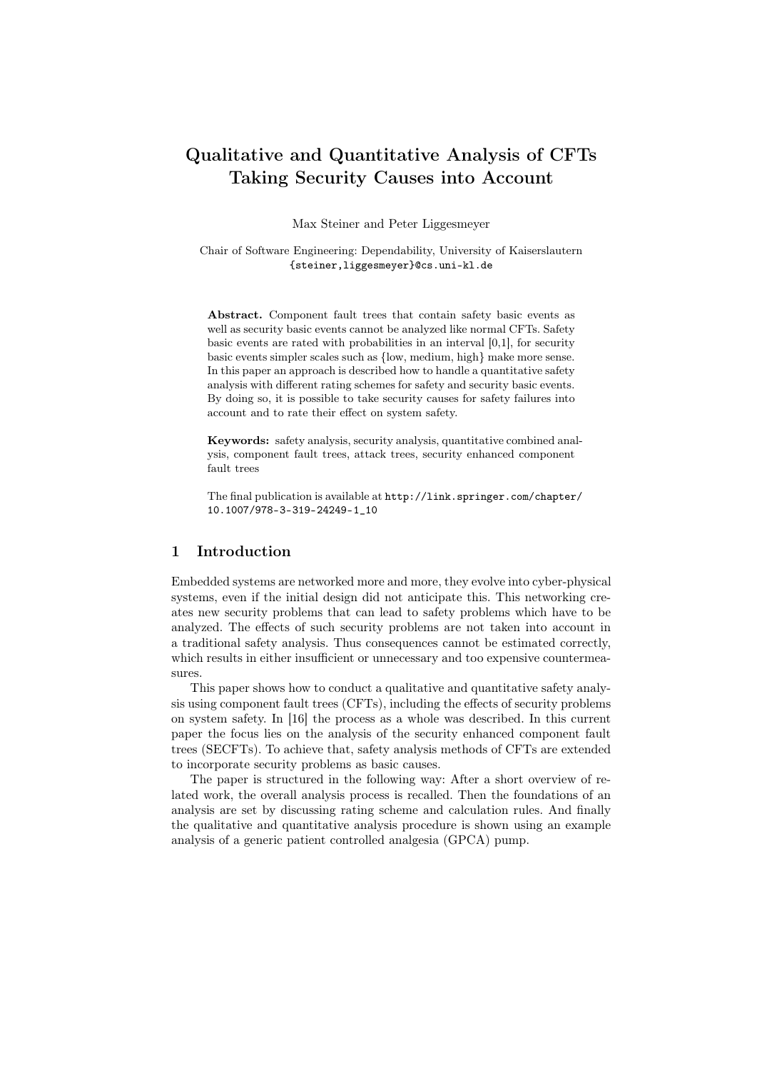# Qualitative and Quantitative Analysis of CFTs Taking Security Causes into Account

Max Steiner and Peter Liggesmeyer

Chair of Software Engineering: Dependability, University of Kaiserslautern
{steiner,liggesmeyer}@cs.uni-kl.de

**Abstract.** Component fault trees that contain safety basic events as well as security basic events cannot be analyzed like normal CFTs. Safety basic events are rated with probabilities in an interval [0,1], for security basic events simpler scales such as {low, medium, high} make more sense. In this paper an approach is described how to handle a quantitative safety analysis with different rating schemes for safety and security basic events. By doing so, it is possible to take security causes for safety failures into account and to rate their effect on system safety.

**Keywords:** safety analysis, security analysis, quantitative combined analysis, component fault trees, attack trees, security enhanced component fault trees

The final publication is available at http://link.springer.com/chapter/10.1007/978-3-319-24249-1_10

## 1 Introduction

Embedded systems are networked more and more, they evolve into cyber-physical systems, even if the initial design did not anticipate this. This networking creates new security problems that can lead to safety problems which have to be analyzed. The effects of such security problems are not taken into account in a traditional safety analysis. Thus consequences cannot be estimated correctly, which results in either insufficient or unnecessary and too expensive countermeasures.

This paper shows how to conduct a qualitative and quantitative safety analysis using component fault trees (CFTs), including the effects of security problems on system safety. In [16] the process as a whole was described. In this current paper the focus lies on the analysis of the security enhanced component fault trees (SECFTs). To achieve that, safety analysis methods of CFTs are extended to incorporate security problems as basic causes.

The paper is structured in the following way: After a short overview of related work, the overall analysis process is recalled. Then the foundations of an analysis are set by discussing rating scheme and calculation rules. And finally the qualitative and quantitative analysis procedure is shown using an example analysis of a generic patient controlled analgesia (GPCA) pump.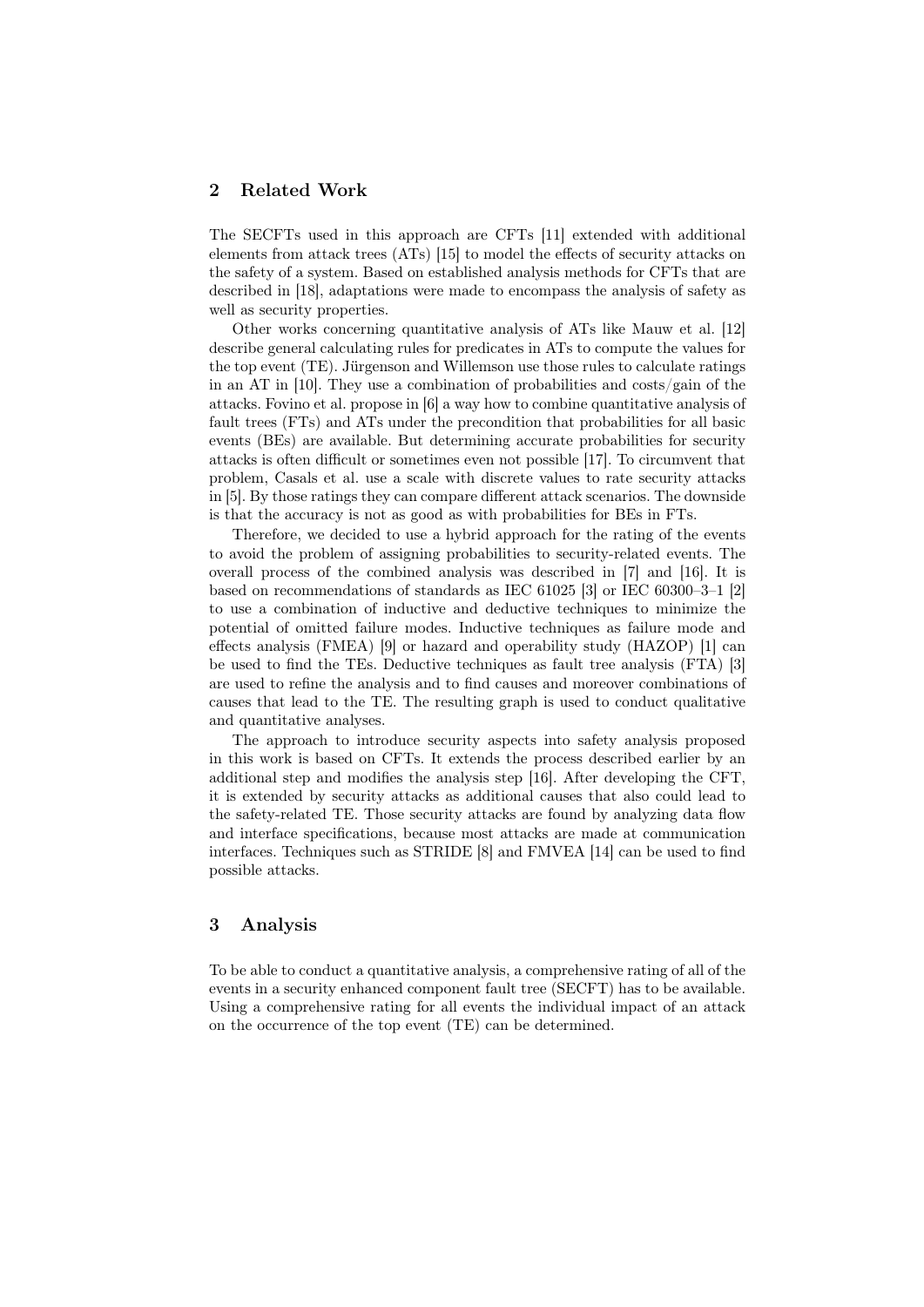## 2 Related Work

The SECFTs used in this approach are CFTs [11] extended with additional elements from attack trees (ATs) [15] to model the effects of security attacks on the safety of a system. Based on established analysis methods for CFTs that are described in [18], adaptations were made to encompass the analysis of safety as well as security properties.

Other works concerning quantitative analysis of ATs like Mauw et al. [12] describe general calculating rules for predicates in ATs to compute the values for the top event (TE). Jürgenson and Willemson use those rules to calculate ratings in an AT in [10]. They use a combination of probabilities and costs/gain of the attacks. Fovino et al. propose in [6] a way how to combine quantitative analysis of fault trees (FTs) and ATs under the precondition that probabilities for all basic events (BEs) are available. But determining accurate probabilities for security attacks is often difficult or sometimes even not possible [17]. To circumvent that problem, Casals et al. use a scale with discrete values to rate security attacks in [5]. By those ratings they can compare different attack scenarios. The downside is that the accuracy is not as good as with probabilities for BEs in FTs.

Therefore, we decided to use a hybrid approach for the rating of the events to avoid the problem of assigning probabilities to security-related events. The overall process of the combined analysis was described in [7] and [16]. It is based on recommendations of standards as IEC 61025 [3] or IEC 60300–3–1 [2] to use a combination of inductive and deductive techniques to minimize the potential of omitted failure modes. Inductive techniques as failure mode and effects analysis (FMEA) [9] or hazard and operability study (HAZOP) [1] can be used to find the TEs. Deductive techniques as fault tree analysis (FTA) [3] are used to refine the analysis and to find causes and moreover combinations of causes that lead to the TE. The resulting graph is used to conduct qualitative and quantitative analyses.

The approach to introduce security aspects into safety analysis proposed in this work is based on CFTs. It extends the process described earlier by an additional step and modifies the analysis step [16]. After developing the CFT, it is extended by security attacks as additional causes that also could lead to the safety-related TE. Those security attacks are found by analyzing data flow and interface specifications, because most attacks are made at communication interfaces. Techniques such as STRIDE [8] and FMVEA [14] can be used to find possible attacks.

## 3 Analysis

To be able to conduct a quantitative analysis, a comprehensive rating of all of the events in a security enhanced component fault tree (SECFT) has to be available. Using a comprehensive rating for all events the individual impact of an attack on the occurrence of the top event (TE) can be determined.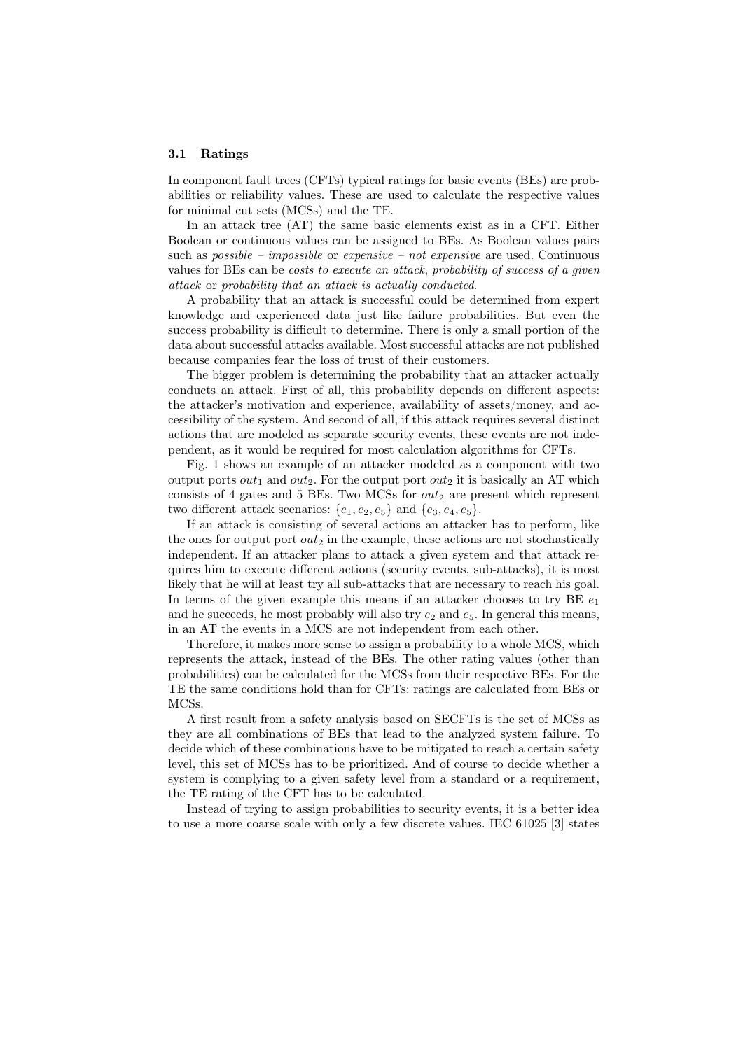### 3.1 Ratings

In component fault trees (CFTs) typical ratings for basic events (BEs) are probabilities or reliability values. These are used to calculate the respective values for minimal cut sets (MCSs) and the TE.

In an attack tree (AT) the same basic elements exist as in a CFT. Either Boolean or continuous values can be assigned to BEs. As Boolean values pairs such as *possible – impossible* or *expensive – not expensive* are used. Continuous values for BEs can be *costs to execute an attack*, *probability of success of a given attack* or *probability that an attack is actually conducted*.

A probability that an attack is successful could be determined from expert knowledge and experienced data just like failure probabilities. But even the success probability is difficult to determine. There is only a small portion of the data about successful attacks available. Most successful attacks are not published because companies fear the loss of trust of their customers.

The bigger problem is determining the probability that an attacker actually conducts an attack. First of all, this probability depends on different aspects: the attacker's motivation and experience, availability of assets/money, and accessibility of the system. And second of all, if this attack requires several distinct actions that are modeled as separate security events, these events are not independent, as it would be required for most calculation algorithms for CFTs.

Fig. 1 shows an example of an attacker modeled as a component with two output ports $out_1$ and $out_2$. For the output port $out_2$ it is basically an AT which consists of 4 gates and 5 BEs. Two MCSs for $out_2$ are present which represent two different attack scenarios: $\{e_1, e_2, e_5\}$ and $\{e_3, e_4, e_5\}$.

If an attack is consisting of several actions an attacker has to perform, like the ones for output port $out_2$ in the example, these actions are not stochastically independent. If an attacker plans to attack a given system and that attack requires him to execute different actions (security events, sub-attacks), it is most likely that he will at least try all sub-attacks that are necessary to reach his goal. In terms of the given example this means if an attacker chooses to try BE $e_1$ and he succeeds, he most probably will also try $e_2$ and $e_5$. In general this means, in an AT the events in a MCS are not independent from each other.

Therefore, it makes more sense to assign a probability to a whole MCS, which represents the attack, instead of the BEs. The other rating values (other than probabilities) can be calculated for the MCSs from their respective BEs. For the TE the same conditions hold than for CFTs: ratings are calculated from BEs or MCSs.

A first result from a safety analysis based on SECFTs is the set of MCSs as they are all combinations of BEs that lead to the analyzed system failure. To decide which of these combinations have to be mitigated to reach a certain safety level, this set of MCSs has to be prioritized. And of course to decide whether a system is complying to a given safety level from a standard or a requirement, the TE rating of the CFT has to be calculated.

Instead of trying to assign probabilities to security events, it is a better idea to use a more coarse scale with only a few discrete values. IEC 61025 [3] states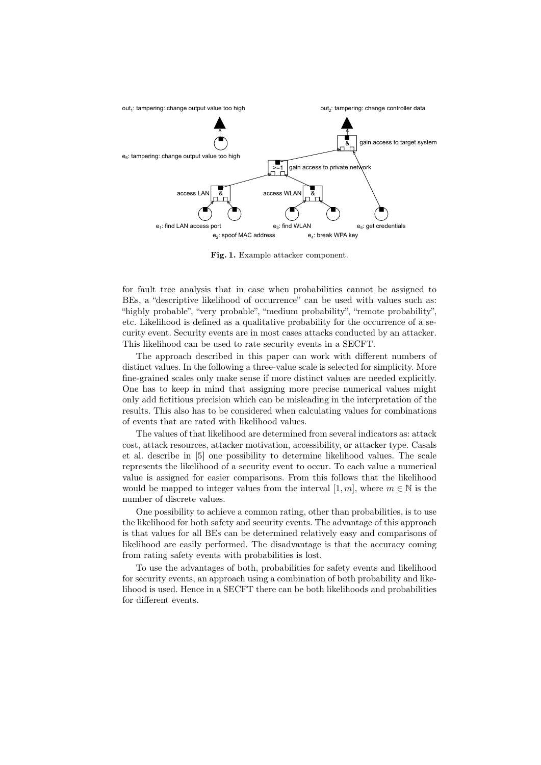Fig. 1. Example attacker component.

for fault tree analysis that in case when probabilities cannot be assigned to BEs, a "descriptive likelihood of occurrence" can be used with values such as: "highly probable", "very probable", "medium probability", "remote probability", etc. Likelihood is defined as a qualitative probability for the occurrence of a security event. Security events are in most cases attacks conducted by an attacker. This likelihood can be used to rate security events in a SECFT.

The approach described in this paper can work with different numbers of distinct values. In the following a three-value scale is selected for simplicity. More fine-grained scales only make sense if more distinct values are needed explicitly. One has to keep in mind that assigning more precise numerical values might only add fictitious precision which can be misleading in the interpretation of the results. This also has to be considered when calculating values for combinations of events that are rated with likelihood values.

The values of that likelihood are determined from several indicators as: attack cost, attack resources, attacker motivation, accessibility, or attacker type. Casals et al. describe in [5] one possibility to determine likelihood values. The scale represents the likelihood of a security event to occur. To each value a numerical value is assigned for easier comparisons. From this follows that the likelihood would be mapped to integer values from the interval $[1, m]$, where $m \in \mathbb{N}$ is the number of discrete values.

One possibility to achieve a common rating, other than probabilities, is to use the likelihood for both safety and security events. The advantage of this approach is that values for all BEs can be determined relatively easy and comparisons of likelihood are easily performed. The disadvantage is that the accuracy coming from rating safety events with probabilities is lost.

To use the advantages of both, probabilities for safety events and likelihood for security events, an approach using a combination of both probability and likelihood is used. Hence in a SECFT there can be both likelihoods and probabilities for different events.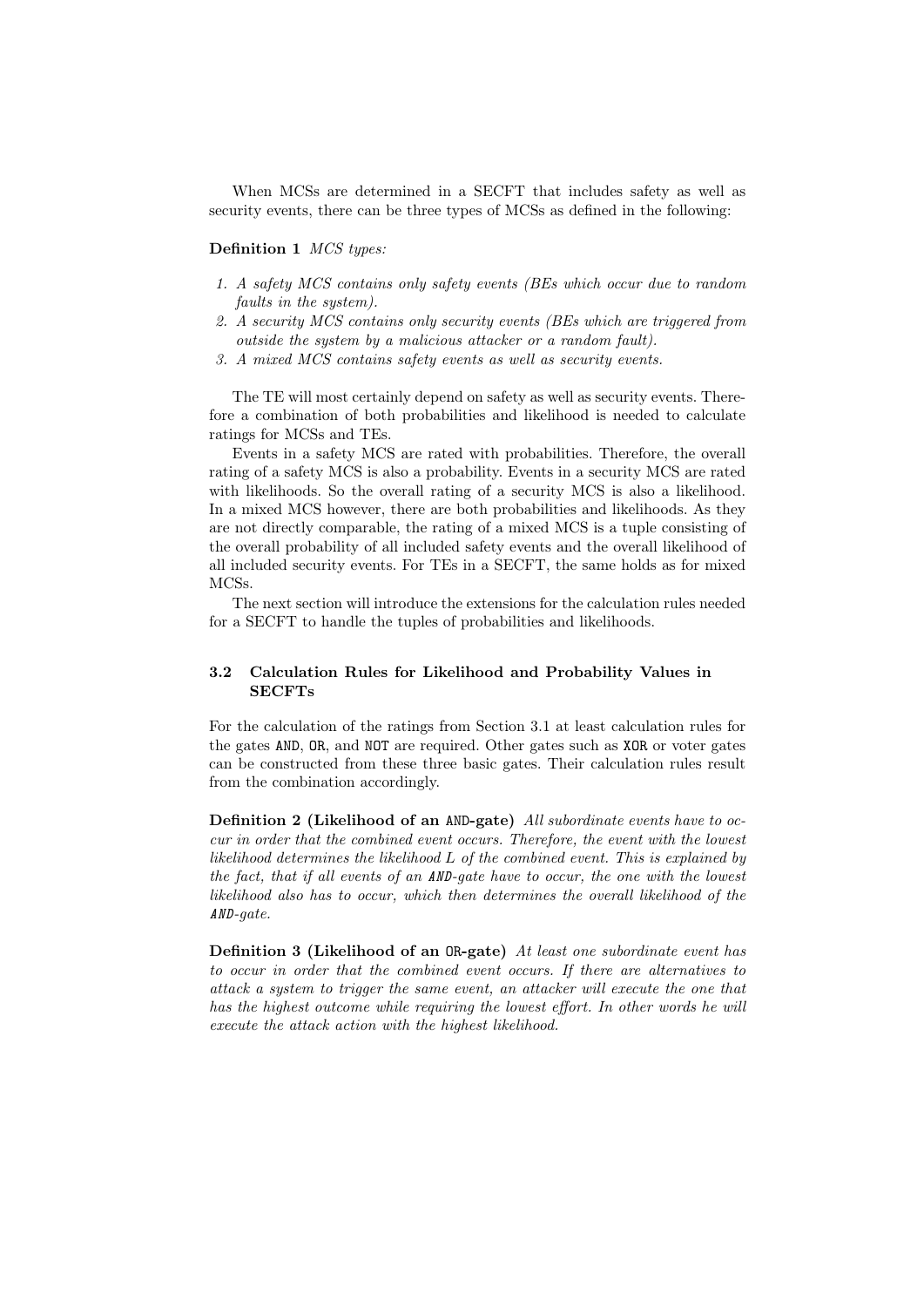When MCSs are determined in a SECFT that includes safety as well as security events, there can be three types of MCSs as defined in the following:

**Definition 1** *MCS types:*

1. *A safety MCS contains only safety events (BEs which occur due to random faults in the system).*
2. *A security MCS contains only security events (BEs which are triggered from outside the system by a malicious attacker or a random fault).*
3. *A mixed MCS contains safety events as well as security events.*

The TE will most certainly depend on safety as well as security events. Therefore a combination of both probabilities and likelihood is needed to calculate ratings for MCSs and TEs.

Events in a safety MCS are rated with probabilities. Therefore, the overall rating of a safety MCS is also a probability. Events in a security MCS are rated with likelihoods. So the overall rating of a security MCS is also a likelihood. In a mixed MCS however, there are both probabilities and likelihoods. As they are not directly comparable, the rating of a mixed MCS is a tuple consisting of the overall probability of all included safety events and the overall likelihood of all included security events. For TEs in a SECFT, the same holds as for mixed MCSs.

The next section will introduce the extensions for the calculation rules needed for a SECFT to handle the tuples of probabilities and likelihoods.

### 3.2 Calculation Rules for Likelihood and Probability Values in SECFTs

For the calculation of the ratings from Section 3.1 at least calculation rules for the gates `AND`, `OR`, and `NOT` are required. Other gates such as `XOR` or voter gates can be constructed from these three basic gates. Their calculation rules result from the combination accordingly.

**Definition 2 (Likelihood of an `AND`-gate)** *All subordinate events have to occur in order that the combined event occurs. Therefore, the event with the lowest likelihood determines the likelihood $L$ of the combined event. This is explained by the fact, that if all events of an `AND`-gate have to occur, the one with the lowest likelihood also has to occur, which then determines the overall likelihood of the `AND`-gate.*

**Definition 3 (Likelihood of an `OR`-gate)** *At least one subordinate event has to occur in order that the combined event occurs. If there are alternatives to attack a system to trigger the same event, an attacker will execute the one that has the highest outcome while requiring the lowest effort. In other words he will execute the attack action with the highest likelihood.*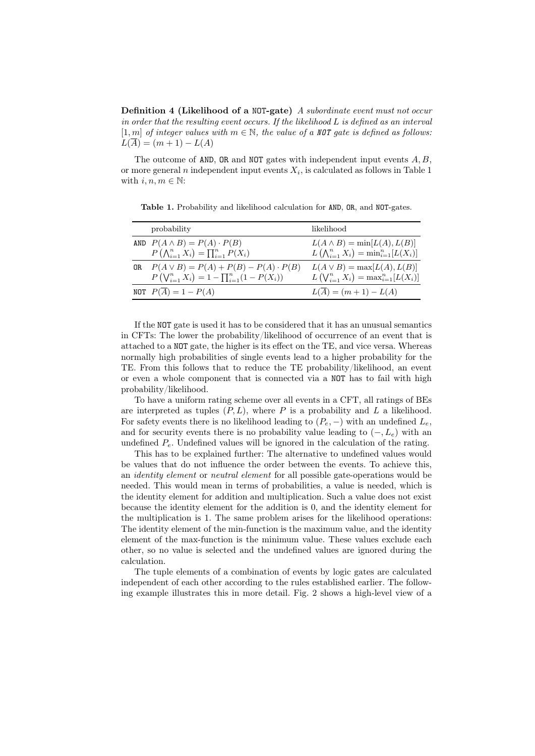**Definition 4 (Likelihood of a `NOT`-gate)** *A subordinate event must not occur in order that the resulting event occurs. If the likelihood $L$ is defined as an interval $[1, m]$ of integer values with $m \in \mathbb{N}$, the value of a `NOT` gate is defined as follows:* $L(\overline{A}) = (m + 1) - L(A)$

The outcome of `AND`, `OR` and `NOT` gates with independent input events $A, B$, or more general $n$ independent input events $X_i$, is calculated as follows in Table 1 with $i, n, m \in \mathbb{N}$:

**Table 1.** Probability and likelihood calculation for `AND`, `OR`, and `NOT`-gates.

| | probability | likelihood |
|---|---|---|
| `AND` | $P(A \wedge B) = P(A) \cdot P(B)$ <br> $P\left(\bigwedge_{i=1}^{n} X_i\right) = \prod_{i=1}^{n} P(X_i)$ | $L(A \wedge B) = \min[L(A), L(B)]$ <br> $L\left(\bigwedge_{i=1}^{n} X_i\right) = \min_{i=1}^{n}[L(X_i)]$ |
| `OR` | $P(A \vee B) = P(A) + P(B) - P(A) \cdot P(B)$ <br> $P\left(\bigvee_{i=1}^{n} X_i\right) = 1 - \prod_{i=1}^{n}(1 - P(X_i))$ | $L(A \vee B) = \max[L(A), L(B)]$ <br> $L\left(\bigvee_{i=1}^{n} X_i\right) = \max_{i=1}^{n}[L(X_i)]$ |
| `NOT` | $P(\overline{A}) = 1 - P(A)$ | $L(\overline{A}) = (m + 1) - L(A)$ |

If the `NOT` gate is used it has to be considered that it has an unusual semantics in CFTs: The lower the probability/likelihood of occurrence of an event that is attached to a `NOT` gate, the higher is its effect on the TE, and vice versa. Whereas normally high probabilities of single events lead to a higher probability for the TE. From this follows that to reduce the TE probability/likelihood, an event or even a whole component that is connected via a `NOT` has to fail with high probability/likelihood.

To have a uniform rating scheme over all events in a CFT, all ratings of BEs are interpreted as tuples $(P, L)$, where $P$ is a probability and $L$ a likelihood. For safety events there is no likelihood leading to $(P_e, -)$ with an undefined $L_e$, and for security events there is no probability value leading to $(-, L_e)$ with an undefined $P_e$. Undefined values will be ignored in the calculation of the rating.

This has to be explained further: The alternative to undefined values would be values that do not influence the order between the events. To achieve this, an *identity element* or *neutral element* for all possible gate-operations would be needed. This would mean in terms of probabilities, a value is needed, which is the identity element for addition and multiplication. Such a value does not exist because the identity element for the addition is 0, and the identity element for the multiplication is 1. The same problem arises for the likelihood operations: The identity element of the min-function is the maximum value, and the identity element of the max-function is the minimum value. These values exclude each other, so no value is selected and the undefined values are ignored during the calculation.

The tuple elements of a combination of events by logic gates are calculated independent of each other according to the rules established earlier. The following example illustrates this in more detail. Fig. 2 shows a high-level view of a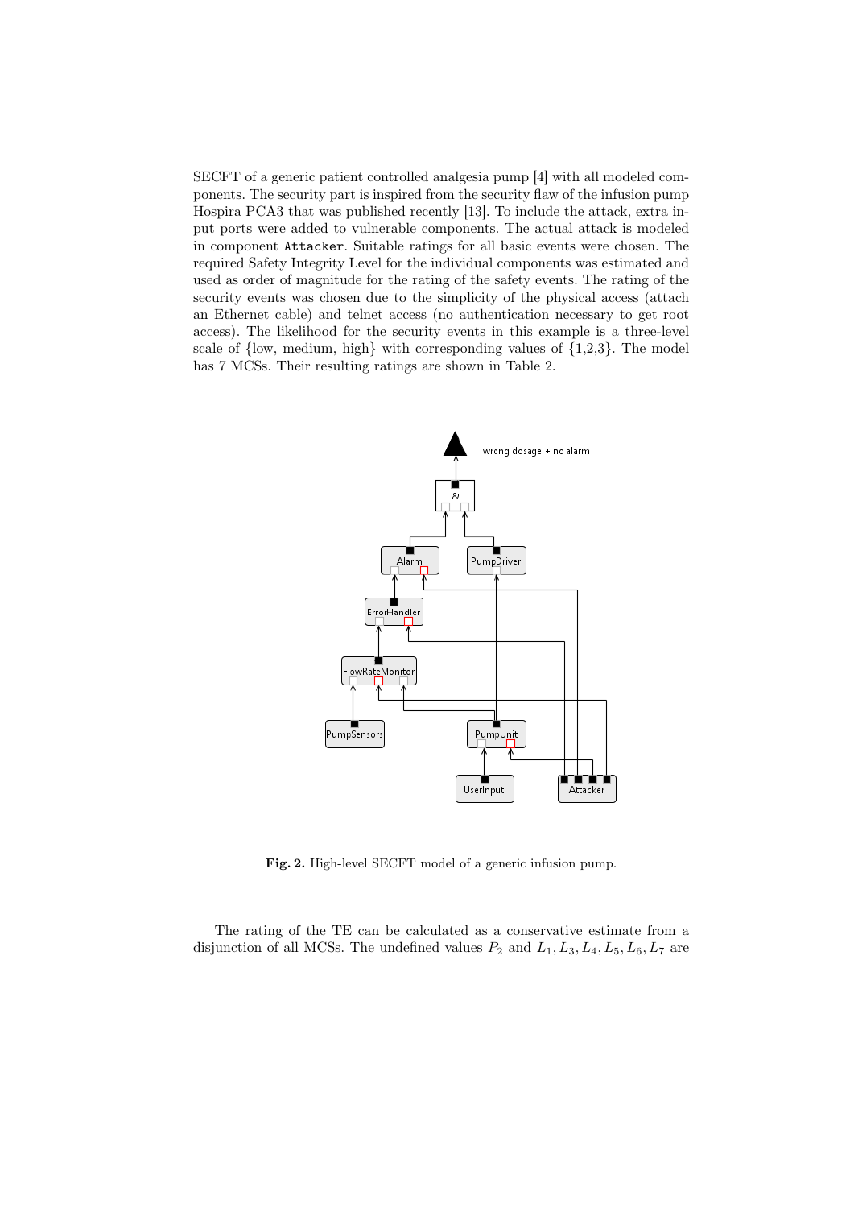SECFT of a generic patient controlled analgesia pump [4] with all modeled components. The security part is inspired from the security flaw of the infusion pump Hospira PCA3 that was published recently [13]. To include the attack, extra input ports were added to vulnerable components. The actual attack is modeled in component `Attacker`. Suitable ratings for all basic events were chosen. The required Safety Integrity Level for the individual components was estimated and used as order of magnitude for the rating of the safety events. The rating of the security events was chosen due to the simplicity of the physical access (attach an Ethernet cable) and telnet access (no authentication necessary to get root access). The likelihood for the security events in this example is a three-level scale of {low, medium, high} with corresponding values of {1,2,3}. The model has 7 MCSs. Their resulting ratings are shown in Table 2.

**Fig. 2.** High-level SECFT model of a generic infusion pump.

The rating of the TE can be calculated as a conservative estimate from a disjunction of all MCSs. The undefined values $P_2$ and $L_1, L_3, L_4, L_5, L_6, L_7$ are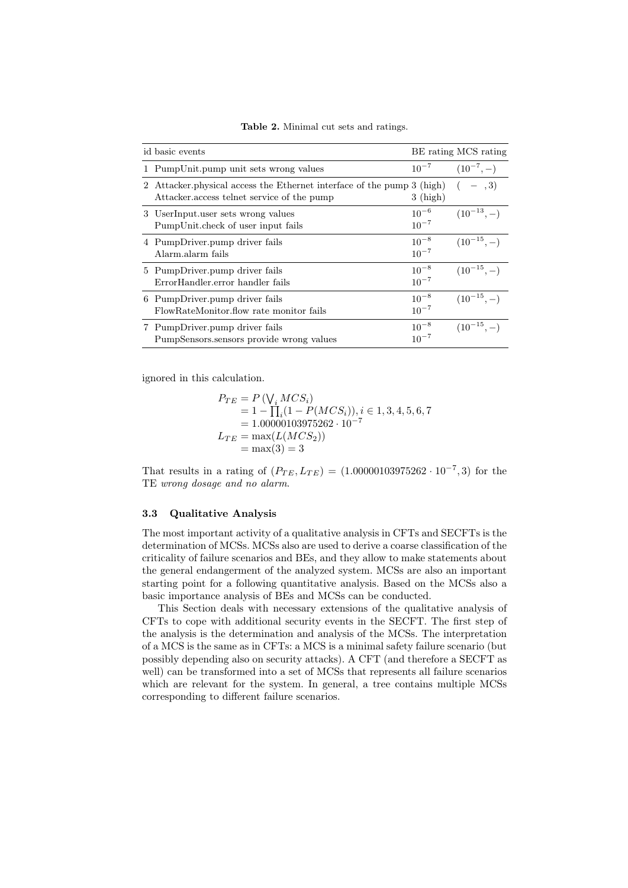**Table 2.** Minimal cut sets and ratings.

| id | basic events | BE rating | MCS rating |
|---|---|---|---|
| 1 | PumpUnit.pump unit sets wrong values | $10^{-7}$ | $(10^{-7}, -)$ |
| 2 | Attacker.physical access the Ethernet interface of the pump<br>Attacker.access telnet service of the pump | 3 (high)<br>3 (high) | $(\ -\ , 3)$ |
| 3 | UserInput.user sets wrong values<br>PumpUnit.check of user input fails | $10^{-6}$<br>$10^{-7}$ | $(10^{-13}, -)$ |
| 4 | PumpDriver.pump driver fails<br>Alarm.alarm fails | $10^{-8}$<br>$10^{-7}$ | $(10^{-15}, -)$ |
| 5 | PumpDriver.pump driver fails<br>ErrorHandler.error handler fails | $10^{-8}$<br>$10^{-7}$ | $(10^{-15}, -)$ |
| 6 | PumpDriver.pump driver fails<br>FlowRateMonitor.flow rate monitor fails | $10^{-8}$<br>$10^{-7}$ | $(10^{-15}, -)$ |
| 7 | PumpDriver.pump driver fails<br>PumpSensors.sensors provide wrong values | $10^{-8}$<br>$10^{-7}$ | $(10^{-15}, -)$ |

ignored in this calculation.

$$
\begin{aligned}
P_{TE} &= P\left(\bigvee_i MCS_i\right) \\
&= 1 - \prod_i (1 - P(MCS_i)), i \in 1, 3, 4, 5, 6, 7 \\
&= 1.00000103975262 \cdot 10^{-7} \\
L_{TE} &= \max(L(MCS_2)) \\
&= \max(3) = 3
\end{aligned}
$$

That results in a rating of $(P_{TE}, L_{TE}) = (1.00000103975262 \cdot 10^{-7}, 3)$ for the TE *wrong dosage and no alarm*.

### 3.3 Qualitative Analysis

The most important activity of a qualitative analysis in CFTs and SECFTs is the determination of MCSs. MCSs also are used to derive a coarse classification of the criticality of failure scenarios and BEs, and they allow to make statements about the general endangerment of the analyzed system. MCSs are also an important starting point for a following quantitative analysis. Based on the MCSs also a basic importance analysis of BEs and MCSs can be conducted.

This Section deals with necessary extensions of the qualitative analysis of CFTs to cope with additional security events in the SECFT. The first step of the analysis is the determination and analysis of the MCSs. The interpretation of a MCS is the same as in CFTs: a MCS is a minimal safety failure scenario (but possibly depending also on security attacks). A CFT (and therefore a SECFT as well) can be transformed into a set of MCSs that represents all failure scenarios which are relevant for the system. In general, a tree contains multiple MCSs corresponding to different failure scenarios.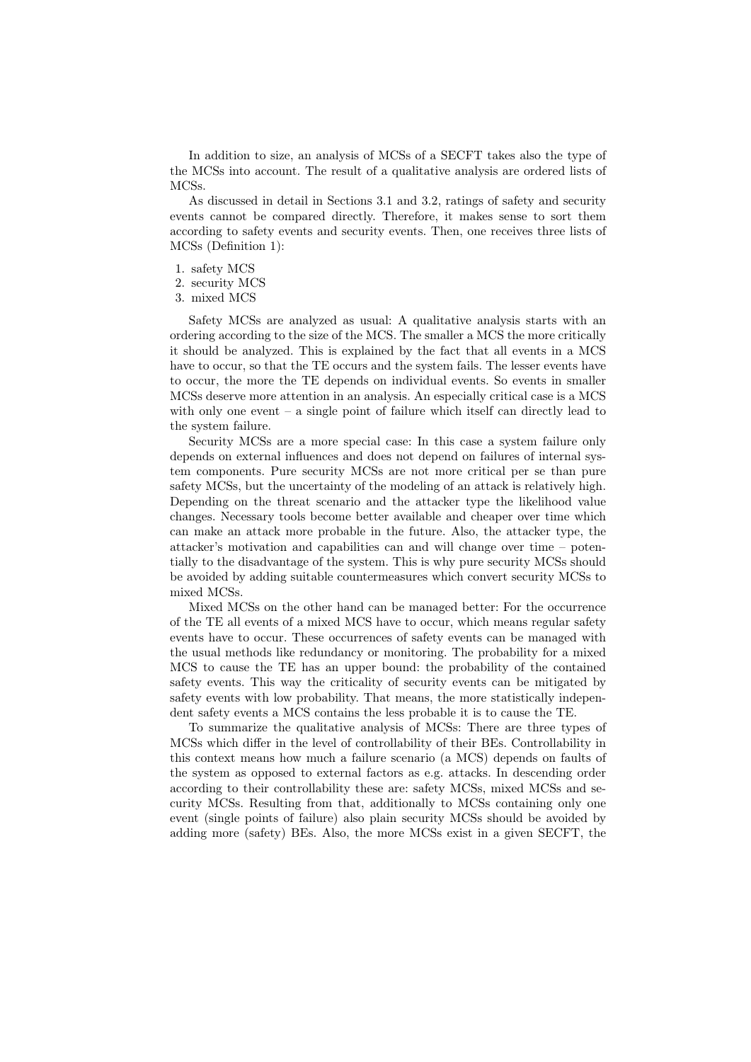In addition to size, an analysis of MCSs of a SECFT takes also the type of the MCSs into account. The result of a qualitative analysis are ordered lists of MCSs.

As discussed in detail in Sections 3.1 and 3.2, ratings of safety and security events cannot be compared directly. Therefore, it makes sense to sort them according to safety events and security events. Then, one receives three lists of MCSs (Definition 1):

1. safety MCS
2. security MCS
3. mixed MCS

Safety MCSs are analyzed as usual: A qualitative analysis starts with an ordering according to the size of the MCS. The smaller a MCS the more critically it should be analyzed. This is explained by the fact that all events in a MCS have to occur, so that the TE occurs and the system fails. The lesser events have to occur, the more the TE depends on individual events. So events in smaller MCSs deserve more attention in an analysis. An especially critical case is a MCS with only one event – a single point of failure which itself can directly lead to the system failure.

Security MCSs are a more special case: In this case a system failure only depends on external influences and does not depend on failures of internal system components. Pure security MCSs are not more critical per se than pure safety MCSs, but the uncertainty of the modeling of an attack is relatively high. Depending on the threat scenario and the attacker type the likelihood value changes. Necessary tools become better available and cheaper over time which can make an attack more probable in the future. Also, the attacker type, the attacker's motivation and capabilities can and will change over time – potentially to the disadvantage of the system. This is why pure security MCSs should be avoided by adding suitable countermeasures which convert security MCSs to mixed MCSs.

Mixed MCSs on the other hand can be managed better: For the occurrence of the TE all events of a mixed MCS have to occur, which means regular safety events have to occur. These occurrences of safety events can be managed with the usual methods like redundancy or monitoring. The probability for a mixed MCS to cause the TE has an upper bound: the probability of the contained safety events. This way the criticality of security events can be mitigated by safety events with low probability. That means, the more statistically independent safety events a MCS contains the less probable it is to cause the TE.

To summarize the qualitative analysis of MCSs: There are three types of MCSs which differ in the level of controllability of their BEs. Controllability in this context means how much a failure scenario (a MCS) depends on faults of the system as opposed to external factors as e.g. attacks. In descending order according to their controllability these are: safety MCSs, mixed MCSs and security MCSs. Resulting from that, additionally to MCSs containing only one event (single points of failure) also plain security MCSs should be avoided by adding more (safety) BEs. Also, the more MCSs exist in a given SECFT, the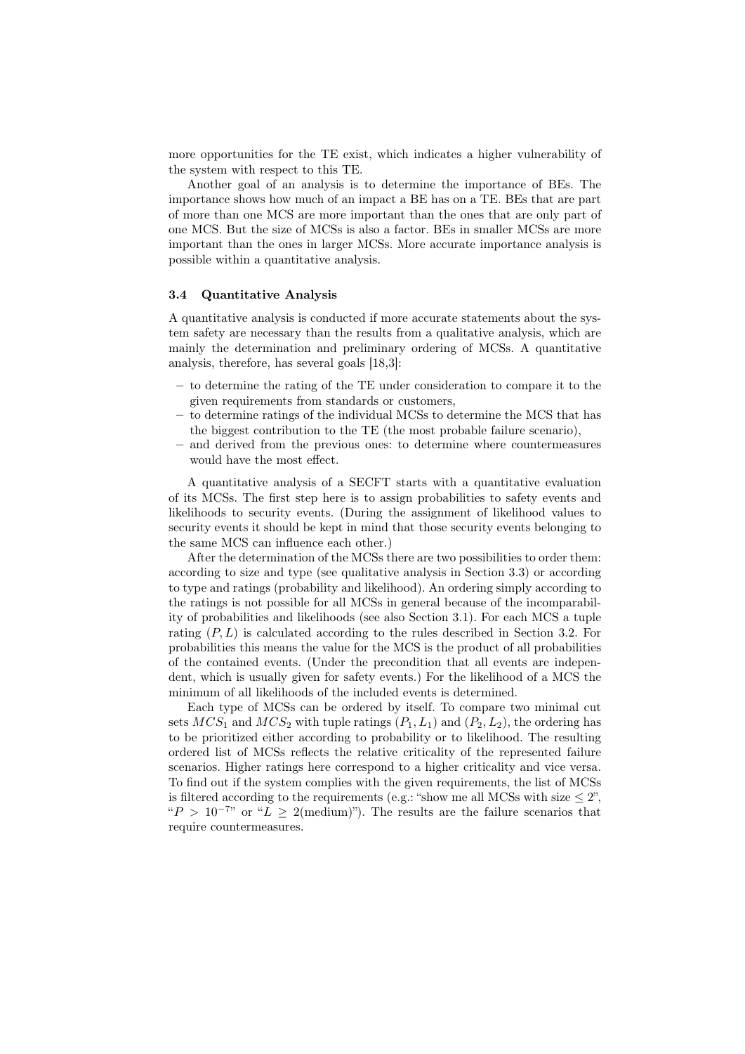more opportunities for the TE exist, which indicates a higher vulnerability of the system with respect to this TE.

Another goal of an analysis is to determine the importance of BEs. The importance shows how much of an impact a BE has on a TE. BEs that are part of more than one MCS are more important than the ones that are only part of one MCS. But the size of MCSs is also a factor. BEs in smaller MCSs are more important than the ones in larger MCSs. More accurate importance analysis is possible within a quantitative analysis.

### 3.4 Quantitative Analysis

A quantitative analysis is conducted if more accurate statements about the system safety are necessary than the results from a qualitative analysis, which are mainly the determination and preliminary ordering of MCSs. A quantitative analysis, therefore, has several goals [18,3]:

- to determine the rating of the TE under consideration to compare it to the given requirements from standards or customers,
- to determine ratings of the individual MCSs to determine the MCS that has the biggest contribution to the TE (the most probable failure scenario),
- and derived from the previous ones: to determine where countermeasures would have the most effect.

A quantitative analysis of a SECFT starts with a quantitative evaluation of its MCSs. The first step here is to assign probabilities to safety events and likelihoods to security events. (During the assignment of likelihood values to security events it should be kept in mind that those security events belonging to the same MCS can influence each other.)

After the determination of the MCSs there are two possibilities to order them: according to size and type (see qualitative analysis in Section 3.3) or according to type and ratings (probability and likelihood). An ordering simply according to the ratings is not possible for all MCSs in general because of the incomparability of probabilities and likelihoods (see also Section 3.1). For each MCS a tuple rating $(P, L)$ is calculated according to the rules described in Section 3.2. For probabilities this means the value for the MCS is the product of all probabilities of the contained events. (Under the precondition that all events are independent, which is usually given for safety events.) For the likelihood of a MCS the minimum of all likelihoods of the included events is determined.

Each type of MCSs can be ordered by itself. To compare two minimal cut sets $MCS_1$ and $MCS_2$ with tuple ratings $(P_1, L_1)$ and $(P_2, L_2)$, the ordering has to be prioritized either according to probability or to likelihood. The resulting ordered list of MCSs reflects the relative criticality of the represented failure scenarios. Higher ratings here correspond to a higher criticality and vice versa. To find out if the system complies with the given requirements, the list of MCSs is filtered according to the requirements (e.g.: "show me all MCSs with size $\leq 2$", "$P > 10^{-7}$" or "$L \geq 2$(medium)"). The results are the failure scenarios that require countermeasures.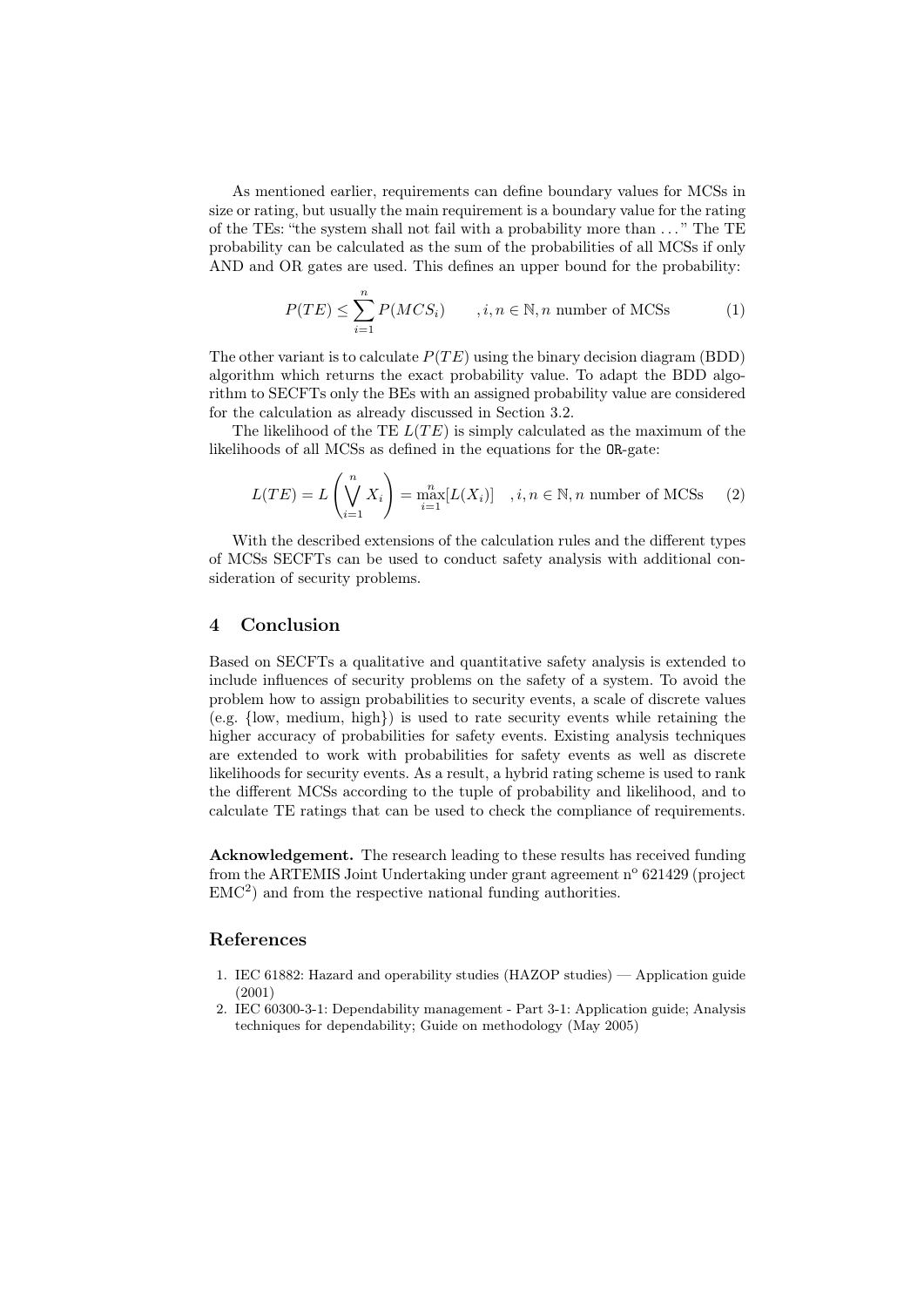As mentioned earlier, requirements can define boundary values for MCSs in size or rating, but usually the main requirement is a boundary value for the rating of the TEs: "the system shall not fail with a probability more than . . . " The TE probability can be calculated as the sum of the probabilities of all MCSs if only AND and OR gates are used. This defines an upper bound for the probability:

$$P(TE) \leq \sum_{i=1}^{n} P(MCS_i) \qquad , i, n \in \mathbb{N}, n \text{ number of MCSs} \tag{1}$$

The other variant is to calculate $P(TE)$ using the binary decision diagram (BDD) algorithm which returns the exact probability value. To adapt the BDD algorithm to SECFTs only the BEs with an assigned probability value are considered for the calculation as already discussed in Section 3.2.

The likelihood of the TE $L(TE)$ is simply calculated as the maximum of the likelihoods of all MCSs as defined in the equations for the `OR`-gate:

$$L(TE) = L\left(\bigvee_{i=1}^{n} X_i\right) = \max_{i=1}^{n}[L(X_i)] \quad , i, n \in \mathbb{N}, n \text{ number of MCSs} \tag{2}$$

With the described extensions of the calculation rules and the different types of MCSs SECFTs can be used to conduct safety analysis with additional consideration of security problems.

## 4 Conclusion

Based on SECFTs a qualitative and quantitative safety analysis is extended to include influences of security problems on the safety of a system. To avoid the problem how to assign probabilities to security events, a scale of discrete values (e.g. {low, medium, high}) is used to rate security events while retaining the higher accuracy of probabilities for safety events. Existing analysis techniques are extended to work with probabilities for safety events as well as discrete likelihoods for security events. As a result, a hybrid rating scheme is used to rank the different MCSs according to the tuple of probability and likelihood, and to calculate TE ratings that can be used to check the compliance of requirements.

**Acknowledgement.** The research leading to these results has received funding from the ARTEMIS Joint Undertaking under grant agreement n$^{\text{o}}$ 621429 (project EMC$^2$) and from the respective national funding authorities.

## References

1. IEC 61882: Hazard and operability studies (HAZOP studies) — Application guide (2001)
2. IEC 60300-3-1: Dependability management - Part 3-1: Application guide; Analysis techniques for dependability; Guide on methodology (May 2005)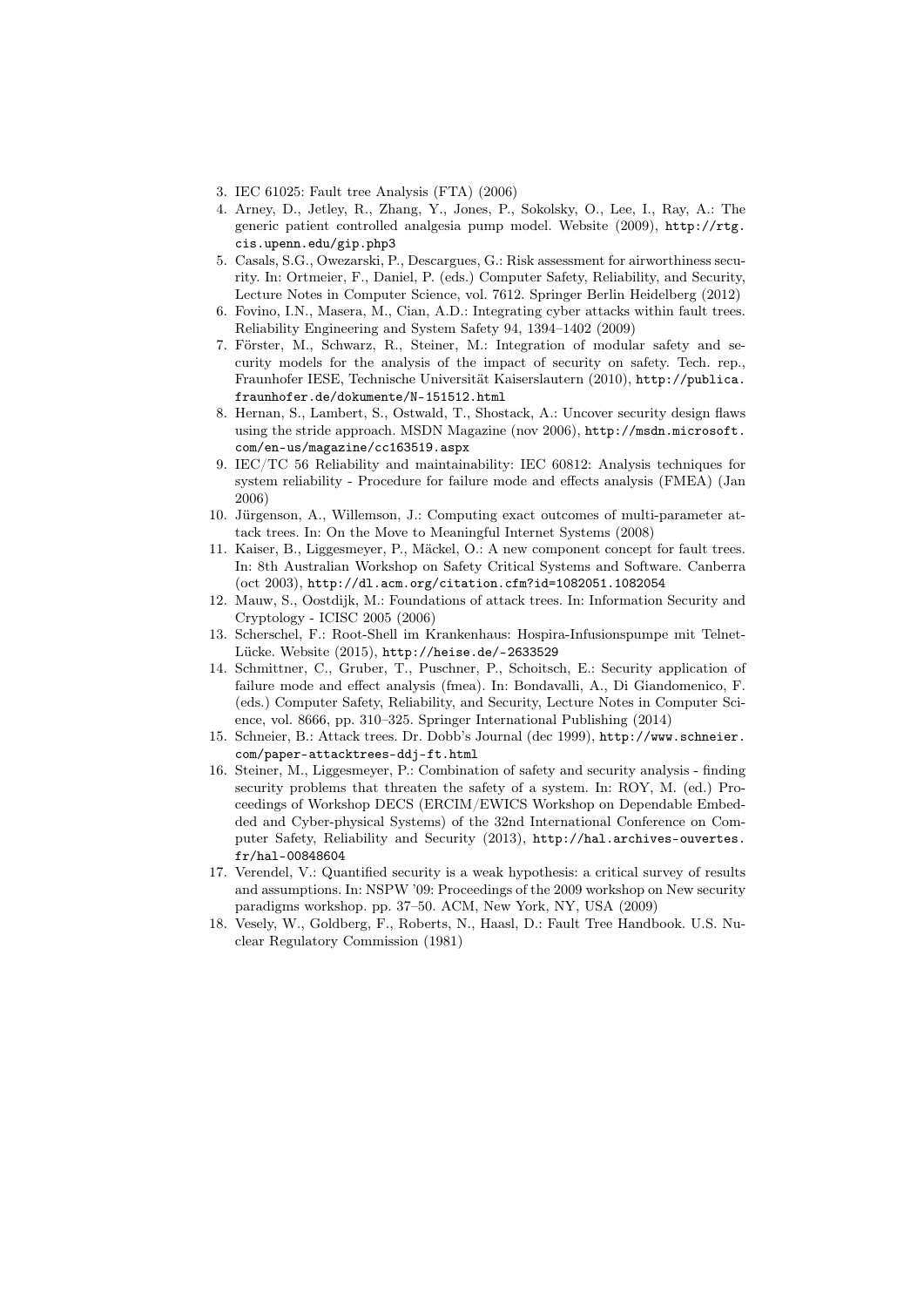3. IEC 61025: Fault tree Analysis (FTA) (2006)
4. Arney, D., Jetley, R., Zhang, Y., Jones, P., Sokolsky, O., Lee, I., Ray, A.: The generic patient controlled analgesia pump model. Website (2009), `http://rtg.cis.upenn.edu/gip.php3`
5. Casals, S.G., Owezarski, P., Descargues, G.: Risk assessment for airworthiness security. In: Ortmeier, F., Daniel, P. (eds.) Computer Safety, Reliability, and Security, Lecture Notes in Computer Science, vol. 7612. Springer Berlin Heidelberg (2012)
6. Fovino, I.N., Masera, M., Cian, A.D.: Integrating cyber attacks within fault trees. Reliability Engineering and System Safety 94, 1394–1402 (2009)
7. Förster, M., Schwarz, R., Steiner, M.: Integration of modular safety and security models for the analysis of the impact of security on safety. Tech. rep., Fraunhofer IESE, Technische Universität Kaiserslautern (2010), `http://publica.fraunhofer.de/dokumente/N-151512.html`
8. Hernan, S., Lambert, S., Ostwald, T., Shostack, A.: Uncover security design flaws using the stride approach. MSDN Magazine (nov 2006), `http://msdn.microsoft.com/en-us/magazine/cc163519.aspx`
9. IEC/TC 56 Reliability and maintainability: IEC 60812: Analysis techniques for system reliability - Procedure for failure mode and effects analysis (FMEA) (Jan 2006)
10. Jürgenson, A., Willemson, J.: Computing exact outcomes of multi-parameter attack trees. In: On the Move to Meaningful Internet Systems (2008)
11. Kaiser, B., Liggesmeyer, P., Mäckel, O.: A new component concept for fault trees. In: 8th Australian Workshop on Safety Critical Systems and Software. Canberra (oct 2003), `http://dl.acm.org/citation.cfm?id=1082051.1082054`
12. Mauw, S., Oostdijk, M.: Foundations of attack trees. In: Information Security and Cryptology - ICISC 2005 (2006)
13. Scherschel, F.: Root-Shell im Krankenhaus: Hospira-Infusionspumpe mit Telnet-Lücke. Website (2015), `http://heise.de/-2633529`
14. Schmittner, C., Gruber, T., Puschner, P., Schoitsch, E.: Security application of failure mode and effect analysis (fmea). In: Bondavalli, A., Di Giandomenico, F. (eds.) Computer Safety, Reliability, and Security, Lecture Notes in Computer Science, vol. 8666, pp. 310–325. Springer International Publishing (2014)
15. Schneier, B.: Attack trees. Dr. Dobb's Journal (dec 1999), `http://www.schneier.com/paper-attacktrees-ddj-ft.html`
16. Steiner, M., Liggesmeyer, P.: Combination of safety and security analysis - finding security problems that threaten the safety of a system. In: ROY, M. (ed.) Proceedings of Workshop DECS (ERCIM/EWICS Workshop on Dependable Embedded and Cyber-physical Systems) of the 32nd International Conference on Computer Safety, Reliability and Security (2013), `http://hal.archives-ouvertes.fr/hal-00848604`
17. Verendel, V.: Quantified security is a weak hypothesis: a critical survey of results and assumptions. In: NSPW '09: Proceedings of the 2009 workshop on New security paradigms workshop. pp. 37–50. ACM, New York, NY, USA (2009)
18. Vesely, W., Goldberg, F., Roberts, N., Haasl, D.: Fault Tree Handbook. U.S. Nuclear Regulatory Commission (1981)